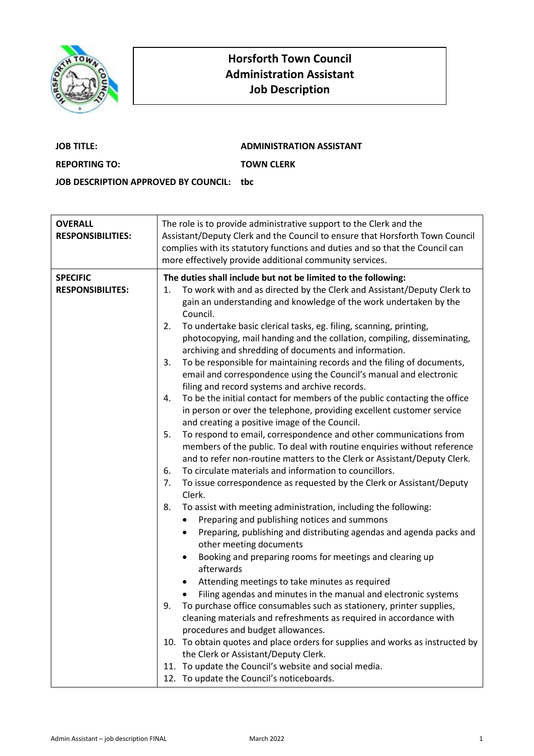# Horsforth Town Council
## Administration Assistant
## Job Description

**JOB TITLE:** **ADMINISTRATION ASSISTANT**

**REPORTING TO:** **TOWN CLERK**

**JOB DESCRIPTION APPROVED BY COUNCIL:** **tbc**

| | |
|---|---|
| **OVERALL RESPONSIBILITIES:** | The role is to provide administrative support to the Clerk and the Assistant/Deputy Clerk and the Council to ensure that Horsforth Town Council complies with its statutory functions and duties and so that the Council can more effectively provide additional community services. |
| **SPECIFIC RESPONSIBILITES:** | **The duties shall include but not be limited to the following:**<br>1. To work with and as directed by the Clerk and Assistant/Deputy Clerk to gain an understanding and knowledge of the work undertaken by the Council.<br>2. To undertake basic clerical tasks, eg. filing, scanning, printing, photocopying, mail handing and the collation, compiling, disseminating, archiving and shredding of documents and information.<br>3. To be responsible for maintaining records and the filing of documents, email and correspondence using the Council's manual and electronic filing and record systems and archive records.<br>4. To be the initial contact for members of the public contacting the office in person or over the telephone, providing excellent customer service and creating a positive image of the Council.<br>5. To respond to email, correspondence and other communications from members of the public. To deal with routine enquiries without reference and to refer non-routine matters to the Clerk or Assistant/Deputy Clerk.<br>6. To circulate materials and information to councillors.<br>7. To issue correspondence as requested by the Clerk or Assistant/Deputy Clerk.<br>8. To assist with meeting administration, including the following:<br>• Preparing and publishing notices and summons<br>• Preparing, publishing and distributing agendas and agenda packs and other meeting documents<br>• Booking and preparing rooms for meetings and clearing up afterwards<br>• Attending meetings to take minutes as required<br>• Filing agendas and minutes in the manual and electronic systems<br>9. To purchase office consumables such as stationery, printer supplies, cleaning materials and refreshments as required in accordance with procedures and budget allowances.<br>10. To obtain quotes and place orders for supplies and works as instructed by the Clerk or Assistant/Deputy Clerk.<br>11. To update the Council's website and social media.<br>12. To update the Council's noticeboards. |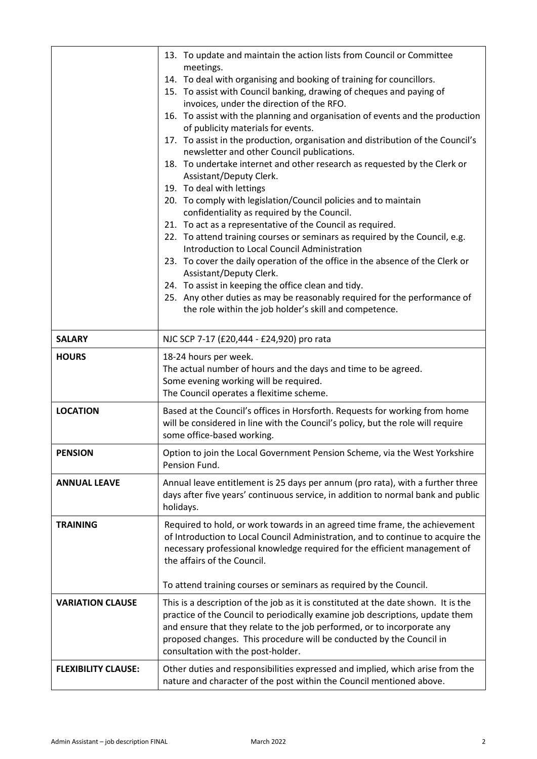| | |
|---|---|
| | 13. To update and maintain the action lists from Council or Committee meetings.<br>14. To deal with organising and booking of training for councillors.<br>15. To assist with Council banking, drawing of cheques and paying of invoices, under the direction of the RFO.<br>16. To assist with the planning and organisation of events and the production of publicity materials for events.<br>17. To assist in the production, organisation and distribution of the Council's newsletter and other Council publications.<br>18. To undertake internet and other research as requested by the Clerk or Assistant/Deputy Clerk.<br>19. To deal with lettings<br>20. To comply with legislation/Council policies and to maintain confidentiality as required by the Council.<br>21. To act as a representative of the Council as required.<br>22. To attend training courses or seminars as required by the Council, e.g. Introduction to Local Council Administration<br>23. To cover the daily operation of the office in the absence of the Clerk or Assistant/Deputy Clerk.<br>24. To assist in keeping the office clean and tidy.<br>25. Any other duties as may be reasonably required for the performance of the role within the job holder's skill and competence. |
| **SALARY** | NJC SCP 7-17 (£20,444 - £24,920) pro rata |
| **HOURS** | 18-24 hours per week.<br>The actual number of hours and the days and time to be agreed.<br>Some evening working will be required.<br>The Council operates a flexitime scheme. |
| **LOCATION** | Based at the Council's offices in Horsforth. Requests for working from home will be considered in line with the Council's policy, but the role will require some office-based working. |
| **PENSION** | Option to join the Local Government Pension Scheme, via the West Yorkshire Pension Fund. |
| **ANNUAL LEAVE** | Annual leave entitlement is 25 days per annum (pro rata), with a further three days after five years' continuous service, in addition to normal bank and public holidays. |
| **TRAINING** | Required to hold, or work towards in an agreed time frame, the achievement of Introduction to Local Council Administration, and to continue to acquire the necessary professional knowledge required for the efficient management of the affairs of the Council.<br><br>To attend training courses or seminars as required by the Council. |
| **VARIATION CLAUSE** | This is a description of the job as it is constituted at the date shown. It is the practice of the Council to periodically examine job descriptions, update them and ensure that they relate to the job performed, or to incorporate any proposed changes. This procedure will be conducted by the Council in consultation with the post-holder. |
| **FLEXIBILITY CLAUSE:** | Other duties and responsibilities expressed and implied, which arise from the nature and character of the post within the Council mentioned above. |